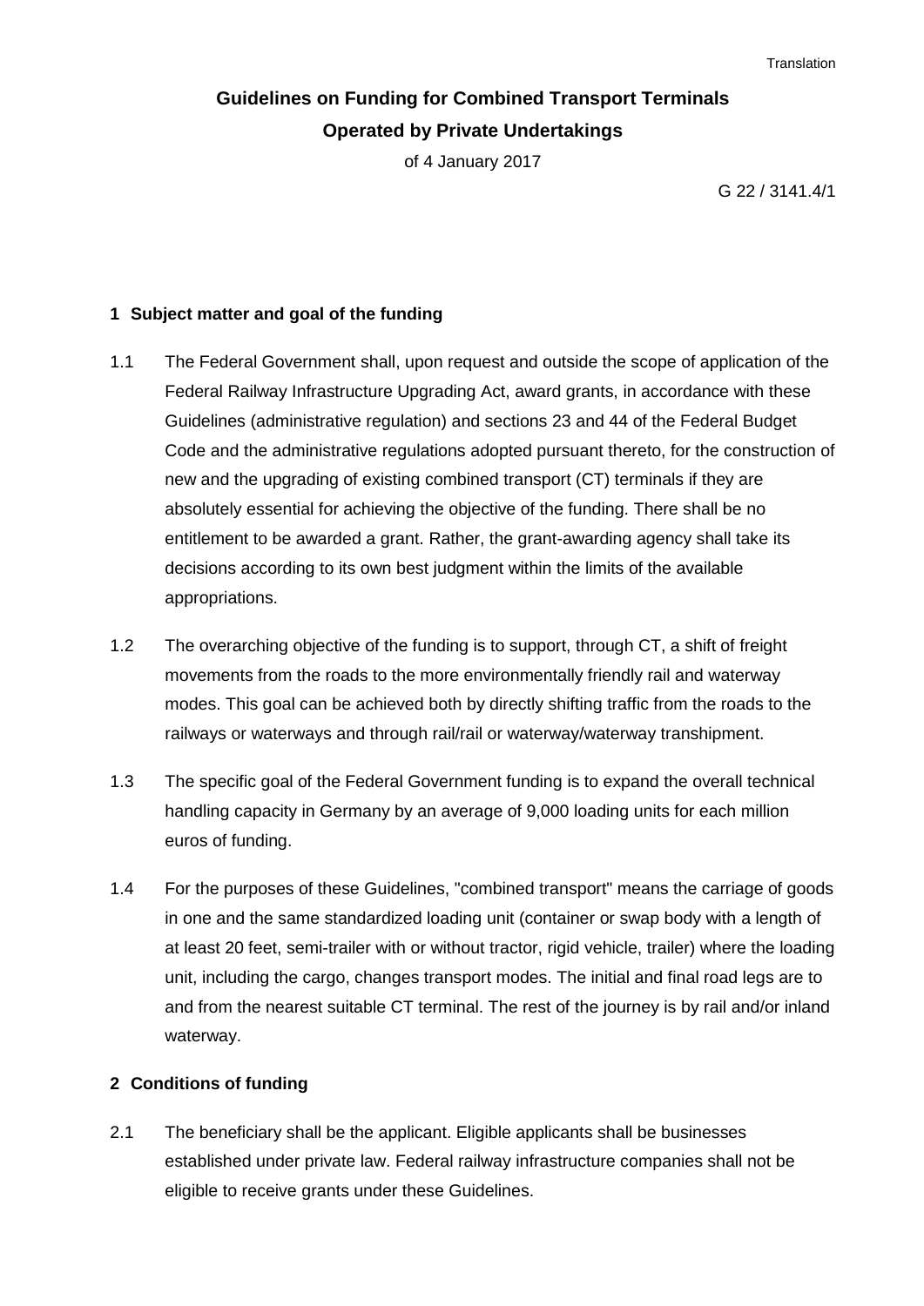Translation

# Guidelines on Funding for Combined Transport Terminals Operated by Private Undertakings

of 4 January 2017

G 22 / 3141.4/1

## 1 Subject matter and goal of the funding

1.1 The Federal Government shall, upon request and outside the scope of application of the Federal Railway Infrastructure Upgrading Act, award grants, in accordance with these Guidelines (administrative regulation) and sections 23 and 44 of the Federal Budget Code and the administrative regulations adopted pursuant thereto, for the construction of new and the upgrading of existing combined transport (CT) terminals if they are absolutely essential for achieving the objective of the funding. There shall be no entitlement to be awarded a grant. Rather, the grant-awarding agency shall take its decisions according to its own best judgment within the limits of the available appropriations.

1.2 The overarching objective of the funding is to support, through CT, a shift of freight movements from the roads to the more environmentally friendly rail and waterway modes. This goal can be achieved both by directly shifting traffic from the roads to the railways or waterways and through rail/rail or waterway/waterway transhipment.

1.3 The specific goal of the Federal Government funding is to expand the overall technical handling capacity in Germany by an average of 9,000 loading units for each million euros of funding.

1.4 For the purposes of these Guidelines, "combined transport" means the carriage of goods in one and the same standardized loading unit (container or swap body with a length of at least 20 feet, semi-trailer with or without tractor, rigid vehicle, trailer) where the loading unit, including the cargo, changes transport modes. The initial and final road legs are to and from the nearest suitable CT terminal. The rest of the journey is by rail and/or inland waterway.

## 2 Conditions of funding

2.1 The beneficiary shall be the applicant. Eligible applicants shall be businesses established under private law. Federal railway infrastructure companies shall not be eligible to receive grants under these Guidelines.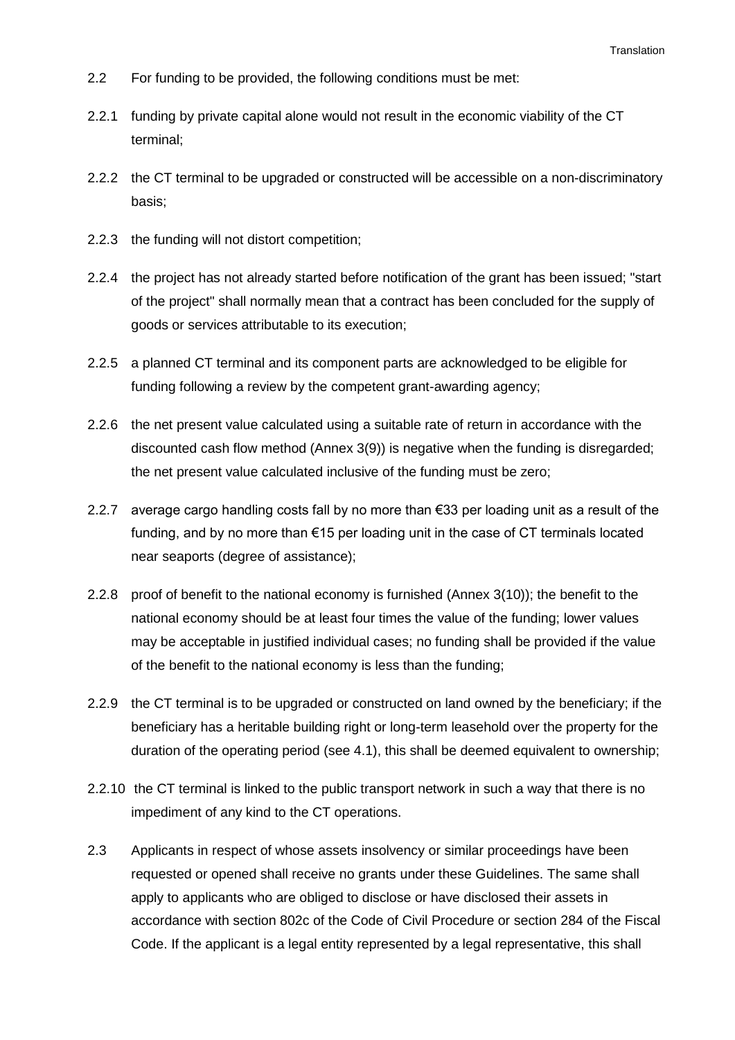2.2 For funding to be provided, the following conditions must be met:

2.2.1 funding by private capital alone would not result in the economic viability of the CT terminal;

2.2.2 the CT terminal to be upgraded or constructed will be accessible on a non-discriminatory basis;

2.2.3 the funding will not distort competition;

2.2.4 the project has not already started before notification of the grant has been issued; "start of the project" shall normally mean that a contract has been concluded for the supply of goods or services attributable to its execution;

2.2.5 a planned CT terminal and its component parts are acknowledged to be eligible for funding following a review by the competent grant-awarding agency;

2.2.6 the net present value calculated using a suitable rate of return in accordance with the discounted cash flow method (Annex 3(9)) is negative when the funding is disregarded; the net present value calculated inclusive of the funding must be zero;

2.2.7 average cargo handling costs fall by no more than €33 per loading unit as a result of the funding, and by no more than €15 per loading unit in the case of CT terminals located near seaports (degree of assistance);

2.2.8 proof of benefit to the national economy is furnished (Annex 3(10)); the benefit to the national economy should be at least four times the value of the funding; lower values may be acceptable in justified individual cases; no funding shall be provided if the value of the benefit to the national economy is less than the funding;

2.2.9 the CT terminal is to be upgraded or constructed on land owned by the beneficiary; if the beneficiary has a heritable building right or long-term leasehold over the property for the duration of the operating period (see 4.1), this shall be deemed equivalent to ownership;

2.2.10 the CT terminal is linked to the public transport network in such a way that there is no impediment of any kind to the CT operations.

2.3 Applicants in respect of whose assets insolvency or similar proceedings have been requested or opened shall receive no grants under these Guidelines. The same shall apply to applicants who are obliged to disclose or have disclosed their assets in accordance with section 802c of the Code of Civil Procedure or section 284 of the Fiscal Code. If the applicant is a legal entity represented by a legal representative, this shall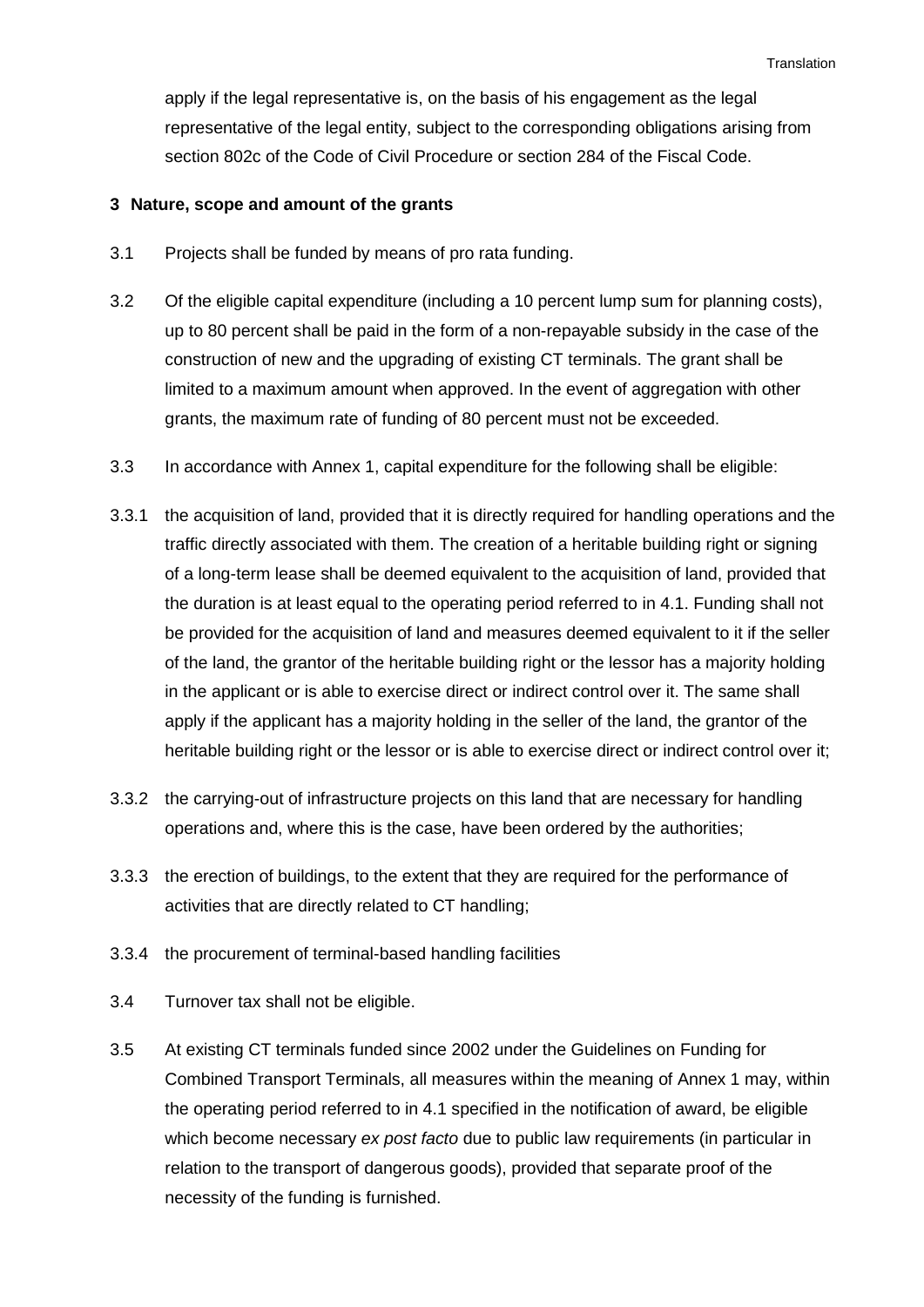apply if the legal representative is, on the basis of his engagement as the legal representative of the legal entity, subject to the corresponding obligations arising from section 802c of the Code of Civil Procedure or section 284 of the Fiscal Code.

## 3 Nature, scope and amount of the grants

3.1 Projects shall be funded by means of pro rata funding.

3.2 Of the eligible capital expenditure (including a 10 percent lump sum for planning costs), up to 80 percent shall be paid in the form of a non-repayable subsidy in the case of the construction of new and the upgrading of existing CT terminals. The grant shall be limited to a maximum amount when approved. In the event of aggregation with other grants, the maximum rate of funding of 80 percent must not be exceeded.

3.3 In accordance with Annex 1, capital expenditure for the following shall be eligible:

3.3.1 the acquisition of land, provided that it is directly required for handling operations and the traffic directly associated with them. The creation of a heritable building right or signing of a long-term lease shall be deemed equivalent to the acquisition of land, provided that the duration is at least equal to the operating period referred to in 4.1. Funding shall not be provided for the acquisition of land and measures deemed equivalent to it if the seller of the land, the grantor of the heritable building right or the lessor has a majority holding in the applicant or is able to exercise direct or indirect control over it. The same shall apply if the applicant has a majority holding in the seller of the land, the grantor of the heritable building right or the lessor or is able to exercise direct or indirect control over it;

3.3.2 the carrying-out of infrastructure projects on this land that are necessary for handling operations and, where this is the case, have been ordered by the authorities;

3.3.3 the erection of buildings, to the extent that they are required for the performance of activities that are directly related to CT handling;

3.3.4 the procurement of terminal-based handling facilities

3.4 Turnover tax shall not be eligible.

3.5 At existing CT terminals funded since 2002 under the Guidelines on Funding for Combined Transport Terminals, all measures within the meaning of Annex 1 may, within the operating period referred to in 4.1 specified in the notification of award, be eligible which become necessary *ex post facto* due to public law requirements (in particular in relation to the transport of dangerous goods), provided that separate proof of the necessity of the funding is furnished.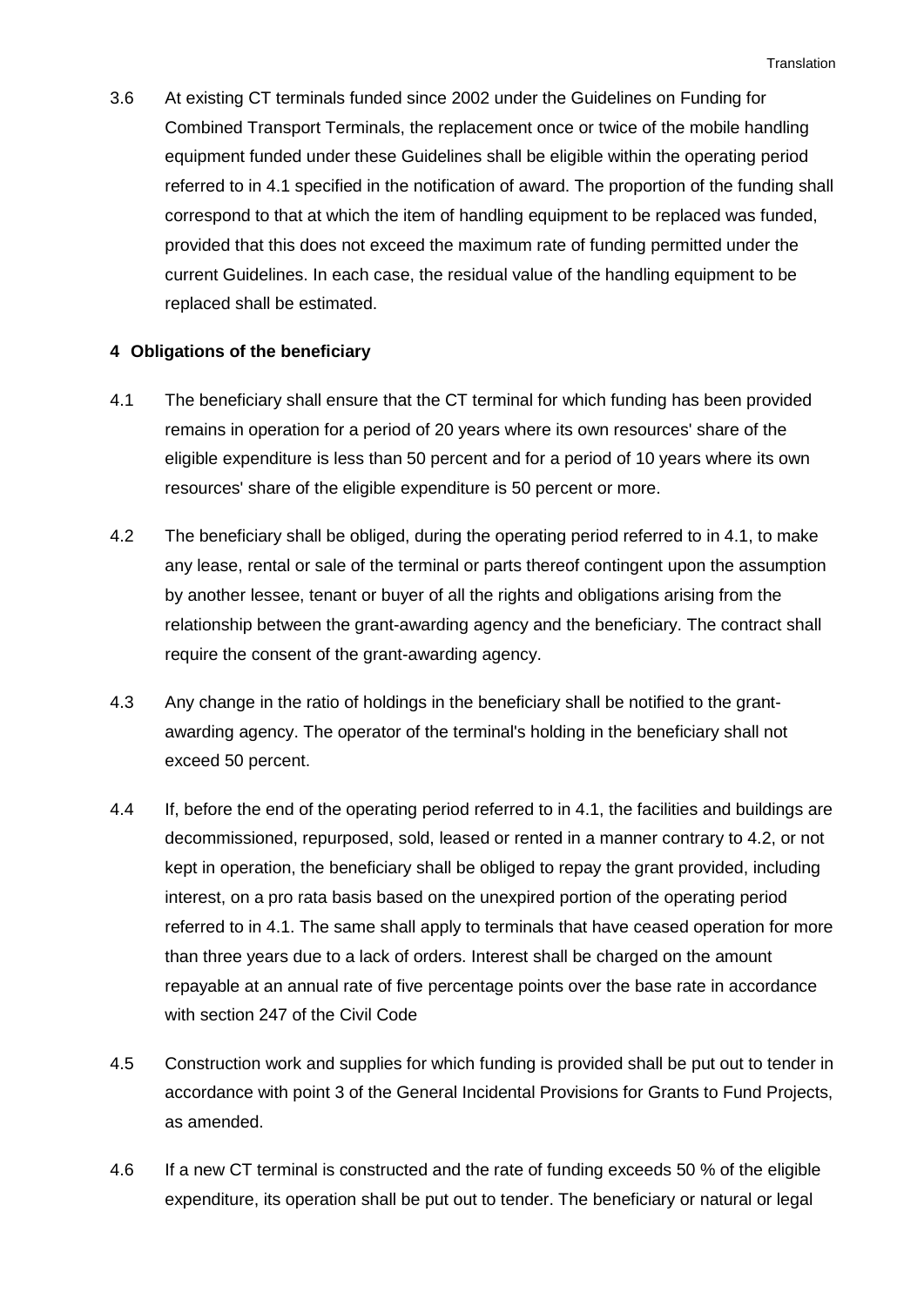3.6 At existing CT terminals funded since 2002 under the Guidelines on Funding for Combined Transport Terminals, the replacement once or twice of the mobile handling equipment funded under these Guidelines shall be eligible within the operating period referred to in 4.1 specified in the notification of award. The proportion of the funding shall correspond to that at which the item of handling equipment to be replaced was funded, provided that this does not exceed the maximum rate of funding permitted under the current Guidelines. In each case, the residual value of the handling equipment to be replaced shall be estimated.

## 4 Obligations of the beneficiary

4.1 The beneficiary shall ensure that the CT terminal for which funding has been provided remains in operation for a period of 20 years where its own resources' share of the eligible expenditure is less than 50 percent and for a period of 10 years where its own resources' share of the eligible expenditure is 50 percent or more.

4.2 The beneficiary shall be obliged, during the operating period referred to in 4.1, to make any lease, rental or sale of the terminal or parts thereof contingent upon the assumption by another lessee, tenant or buyer of all the rights and obligations arising from the relationship between the grant-awarding agency and the beneficiary. The contract shall require the consent of the grant-awarding agency.

4.3 Any change in the ratio of holdings in the beneficiary shall be notified to the grant-awarding agency. The operator of the terminal's holding in the beneficiary shall not exceed 50 percent.

4.4 If, before the end of the operating period referred to in 4.1, the facilities and buildings are decommissioned, repurposed, sold, leased or rented in a manner contrary to 4.2, or not kept in operation, the beneficiary shall be obliged to repay the grant provided, including interest, on a pro rata basis based on the unexpired portion of the operating period referred to in 4.1. The same shall apply to terminals that have ceased operation for more than three years due to a lack of orders. Interest shall be charged on the amount repayable at an annual rate of five percentage points over the base rate in accordance with section 247 of the Civil Code

4.5 Construction work and supplies for which funding is provided shall be put out to tender in accordance with point 3 of the General Incidental Provisions for Grants to Fund Projects, as amended.

4.6 If a new CT terminal is constructed and the rate of funding exceeds 50 % of the eligible expenditure, its operation shall be put out to tender. The beneficiary or natural or legal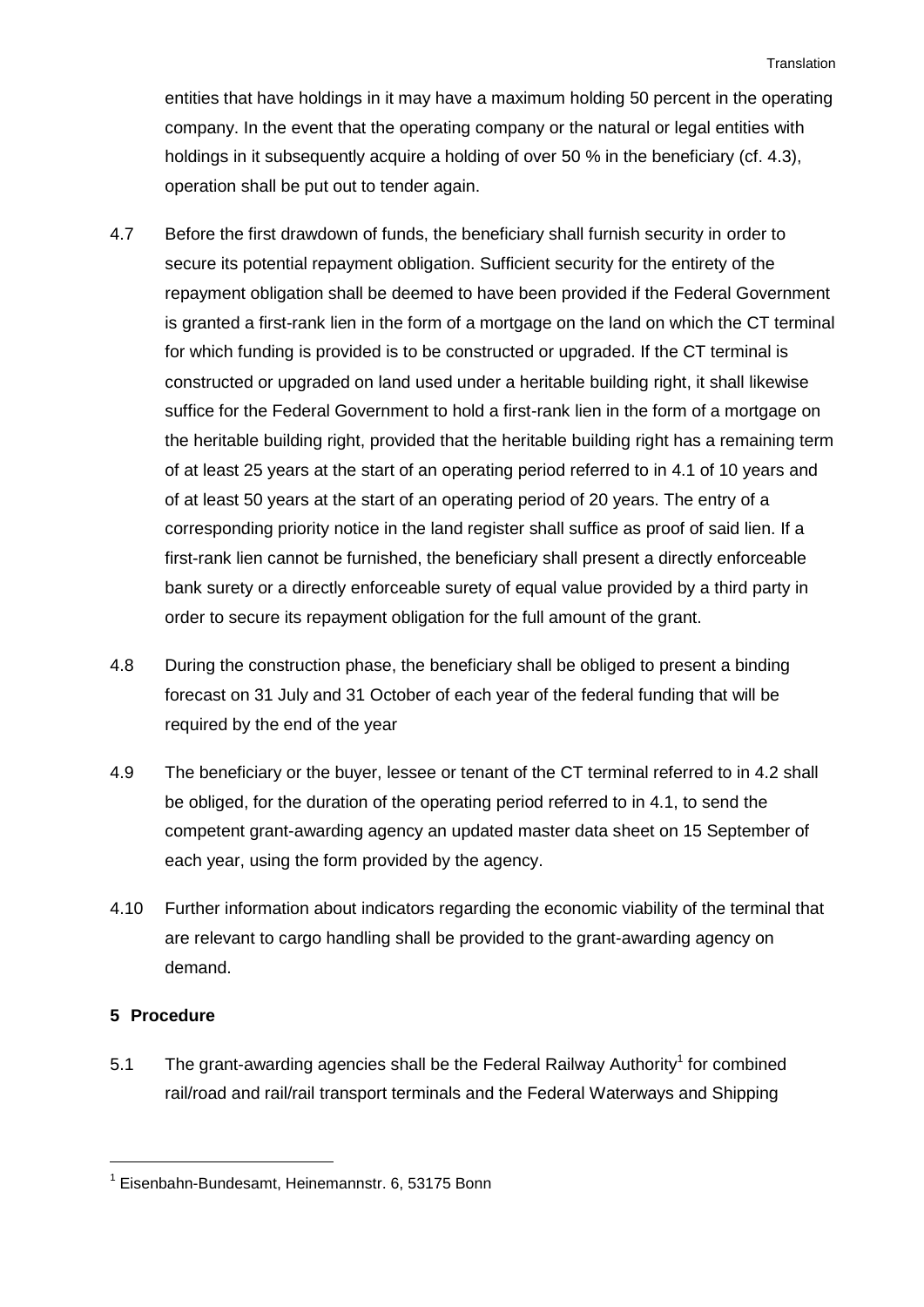entities that have holdings in it may have a maximum holding 50 percent in the operating company. In the event that the operating company or the natural or legal entities with holdings in it subsequently acquire a holding of over 50 % in the beneficiary (cf. 4.3), operation shall be put out to tender again.

4.7 Before the first drawdown of funds, the beneficiary shall furnish security in order to secure its potential repayment obligation. Sufficient security for the entirety of the repayment obligation shall be deemed to have been provided if the Federal Government is granted a first-rank lien in the form of a mortgage on the land on which the CT terminal for which funding is provided is to be constructed or upgraded. If the CT terminal is constructed or upgraded on land used under a heritable building right, it shall likewise suffice for the Federal Government to hold a first-rank lien in the form of a mortgage on the heritable building right, provided that the heritable building right has a remaining term of at least 25 years at the start of an operating period referred to in 4.1 of 10 years and of at least 50 years at the start of an operating period of 20 years. The entry of a corresponding priority notice in the land register shall suffice as proof of said lien. If a first-rank lien cannot be furnished, the beneficiary shall present a directly enforceable bank surety or a directly enforceable surety of equal value provided by a third party in order to secure its repayment obligation for the full amount of the grant.

4.8 During the construction phase, the beneficiary shall be obliged to present a binding forecast on 31 July and 31 October of each year of the federal funding that will be required by the end of the year

4.9 The beneficiary or the buyer, lessee or tenant of the CT terminal referred to in 4.2 shall be obliged, for the duration of the operating period referred to in 4.1, to send the competent grant-awarding agency an updated master data sheet on 15 September of each year, using the form provided by the agency.

4.10 Further information about indicators regarding the economic viability of the terminal that are relevant to cargo handling shall be provided to the grant-awarding agency on demand.

## 5 Procedure

5.1 The grant-awarding agencies shall be the Federal Railway Authority[1] for combined rail/road and rail/rail transport terminals and the Federal Waterways and Shipping

[1] Eisenbahn-Bundesamt, Heinemannstr. 6, 53175 Bonn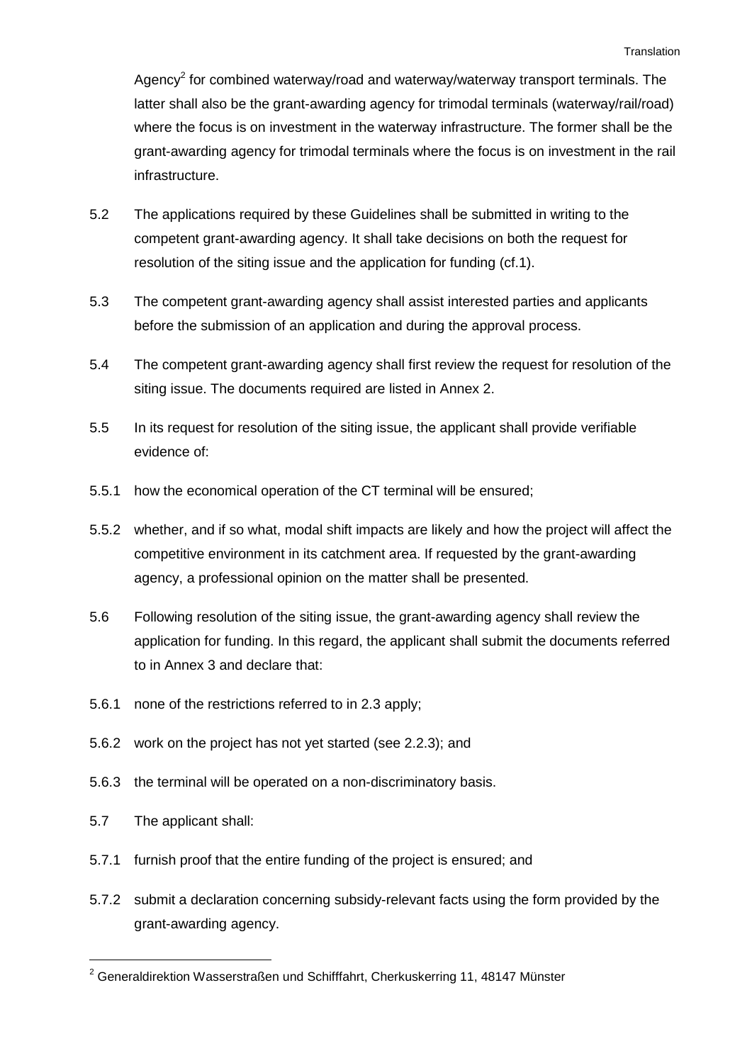Agency[2] for combined waterway/road and waterway/waterway transport terminals. The latter shall also be the grant-awarding agency for trimodal terminals (waterway/rail/road) where the focus is on investment in the waterway infrastructure. The former shall be the grant-awarding agency for trimodal terminals where the focus is on investment in the rail infrastructure.

5.2 The applications required by these Guidelines shall be submitted in writing to the competent grant-awarding agency. It shall take decisions on both the request for resolution of the siting issue and the application for funding (cf.1).

5.3 The competent grant-awarding agency shall assist interested parties and applicants before the submission of an application and during the approval process.

5.4 The competent grant-awarding agency shall first review the request for resolution of the siting issue. The documents required are listed in Annex 2.

5.5 In its request for resolution of the siting issue, the applicant shall provide verifiable evidence of:

5.5.1 how the economical operation of the CT terminal will be ensured;

5.5.2 whether, and if so what, modal shift impacts are likely and how the project will affect the competitive environment in its catchment area. If requested by the grant-awarding agency, a professional opinion on the matter shall be presented.

5.6 Following resolution of the siting issue, the grant-awarding agency shall review the application for funding. In this regard, the applicant shall submit the documents referred to in Annex 3 and declare that:

5.6.1 none of the restrictions referred to in 2.3 apply;

5.6.2 work on the project has not yet started (see 2.2.3); and

5.6.3 the terminal will be operated on a non-discriminatory basis.

5.7 The applicant shall:

5.7.1 furnish proof that the entire funding of the project is ensured; and

5.7.2 submit a declaration concerning subsidy-relevant facts using the form provided by the grant-awarding agency.

---

[2] Generaldirektion Wasserstraßen und Schifffahrt, Cherkuskerring 11, 48147 Münster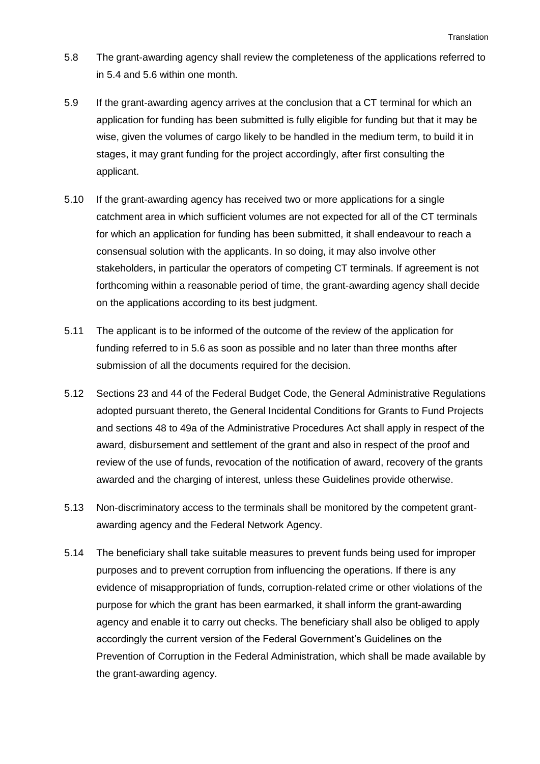5.8 The grant-awarding agency shall review the completeness of the applications referred to in 5.4 and 5.6 within one month.

5.9 If the grant-awarding agency arrives at the conclusion that a CT terminal for which an application for funding has been submitted is fully eligible for funding but that it may be wise, given the volumes of cargo likely to be handled in the medium term, to build it in stages, it may grant funding for the project accordingly, after first consulting the applicant.

5.10 If the grant-awarding agency has received two or more applications for a single catchment area in which sufficient volumes are not expected for all of the CT terminals for which an application for funding has been submitted, it shall endeavour to reach a consensual solution with the applicants. In so doing, it may also involve other stakeholders, in particular the operators of competing CT terminals. If agreement is not forthcoming within a reasonable period of time, the grant-awarding agency shall decide on the applications according to its best judgment.

5.11 The applicant is to be informed of the outcome of the review of the application for funding referred to in 5.6 as soon as possible and no later than three months after submission of all the documents required for the decision.

5.12 Sections 23 and 44 of the Federal Budget Code, the General Administrative Regulations adopted pursuant thereto, the General Incidental Conditions for Grants to Fund Projects and sections 48 to 49a of the Administrative Procedures Act shall apply in respect of the award, disbursement and settlement of the grant and also in respect of the proof and review of the use of funds, revocation of the notification of award, recovery of the grants awarded and the charging of interest, unless these Guidelines provide otherwise.

5.13 Non-discriminatory access to the terminals shall be monitored by the competent grant-awarding agency and the Federal Network Agency.

5.14 The beneficiary shall take suitable measures to prevent funds being used for improper purposes and to prevent corruption from influencing the operations. If there is any evidence of misappropriation of funds, corruption-related crime or other violations of the purpose for which the grant has been earmarked, it shall inform the grant-awarding agency and enable it to carry out checks. The beneficiary shall also be obliged to apply accordingly the current version of the Federal Government's Guidelines on the Prevention of Corruption in the Federal Administration, which shall be made available by the grant-awarding agency.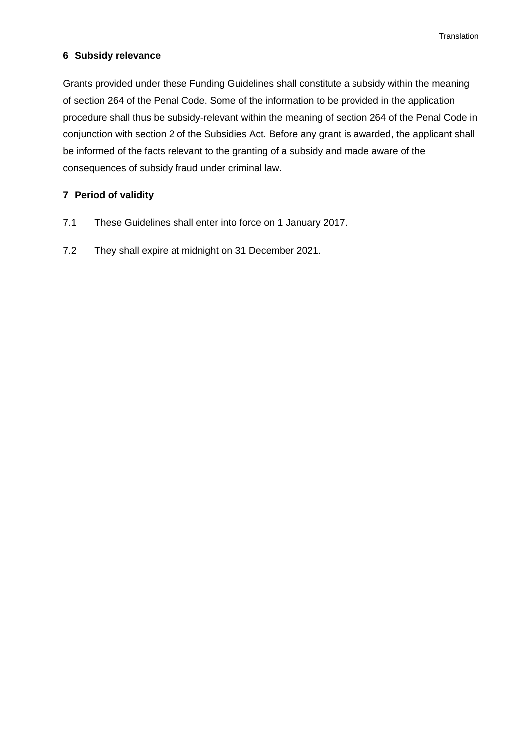## 6 Subsidy relevance

Grants provided under these Funding Guidelines shall constitute a subsidy within the meaning of section 264 of the Penal Code. Some of the information to be provided in the application procedure shall thus be subsidy-relevant within the meaning of section 264 of the Penal Code in conjunction with section 2 of the Subsidies Act. Before any grant is awarded, the applicant shall be informed of the facts relevant to the granting of a subsidy and made aware of the consequences of subsidy fraud under criminal law.

## 7 Period of validity

7.1 These Guidelines shall enter into force on 1 January 2017.

7.2 They shall expire at midnight on 31 December 2021.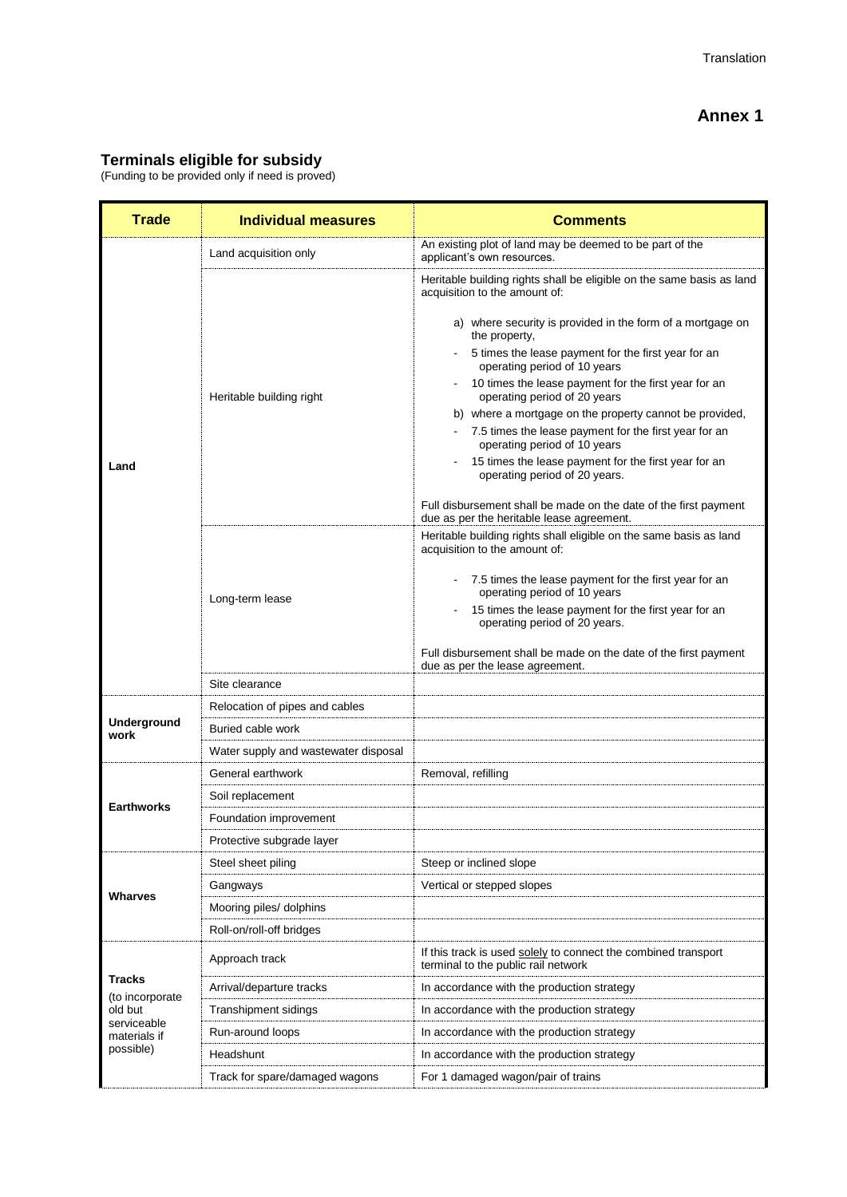Translation

# Annex 1

## Terminals eligible for subsidy

(Funding to be provided only if need is proved)

| Trade | Individual measures | Comments |
|---|---|---|
| Land | Land acquisition only | An existing plot of land may be deemed to be part of the applicant's own resources. |
| | Heritable building right | Heritable building rights shall be eligible on the same basis as land acquisition to the amount of:<br><br>a) where security is provided in the form of a mortgage on the property,<br>- 5 times the lease payment for the first year for an operating period of 10 years<br>- 10 times the lease payment for the first year for an operating period of 20 years<br>b) where a mortgage on the property cannot be provided,<br>- 7.5 times the lease payment for the first year for an operating period of 10 years<br>- 15 times the lease payment for the first year for an operating period of 20 years.<br><br>Full disbursement shall be made on the date of the first payment due as per the heritable lease agreement. |
| | Long-term lease | Heritable building rights shall eligible on the same basis as land acquisition to the amount of:<br><br>- 7.5 times the lease payment for the first year for an operating period of 10 years<br>- 15 times the lease payment for the first year for an operating period of 20 years.<br><br>Full disbursement shall be made on the date of the first payment due as per the lease agreement. |
| | Site clearance | |
| Underground work | Relocation of pipes and cables | |
| | Buried cable work | |
| | Water supply and wastewater disposal | |
| Earthworks | General earthwork | Removal, refilling |
| | Soil replacement | |
| | Foundation improvement | |
| | Protective subgrade layer | |
| Wharves | Steel sheet piling | Steep or inclined slope |
| | Gangways | Vertical or stepped slopes |
| | Mooring piles/ dolphins | |
| | Roll-on/roll-off bridges | |
| Tracks (to incorporate old but serviceable materials if possible) | Approach track | If this track is used solely to connect the combined transport terminal to the public rail network |
| | Arrival/departure tracks | In accordance with the production strategy |
| | Transhipment sidings | In accordance with the production strategy |
| | Run-around loops | In accordance with the production strategy |
| | Headshunt | In accordance with the production strategy |
| | Track for spare/damaged wagons | For 1 damaged wagon/pair of trains |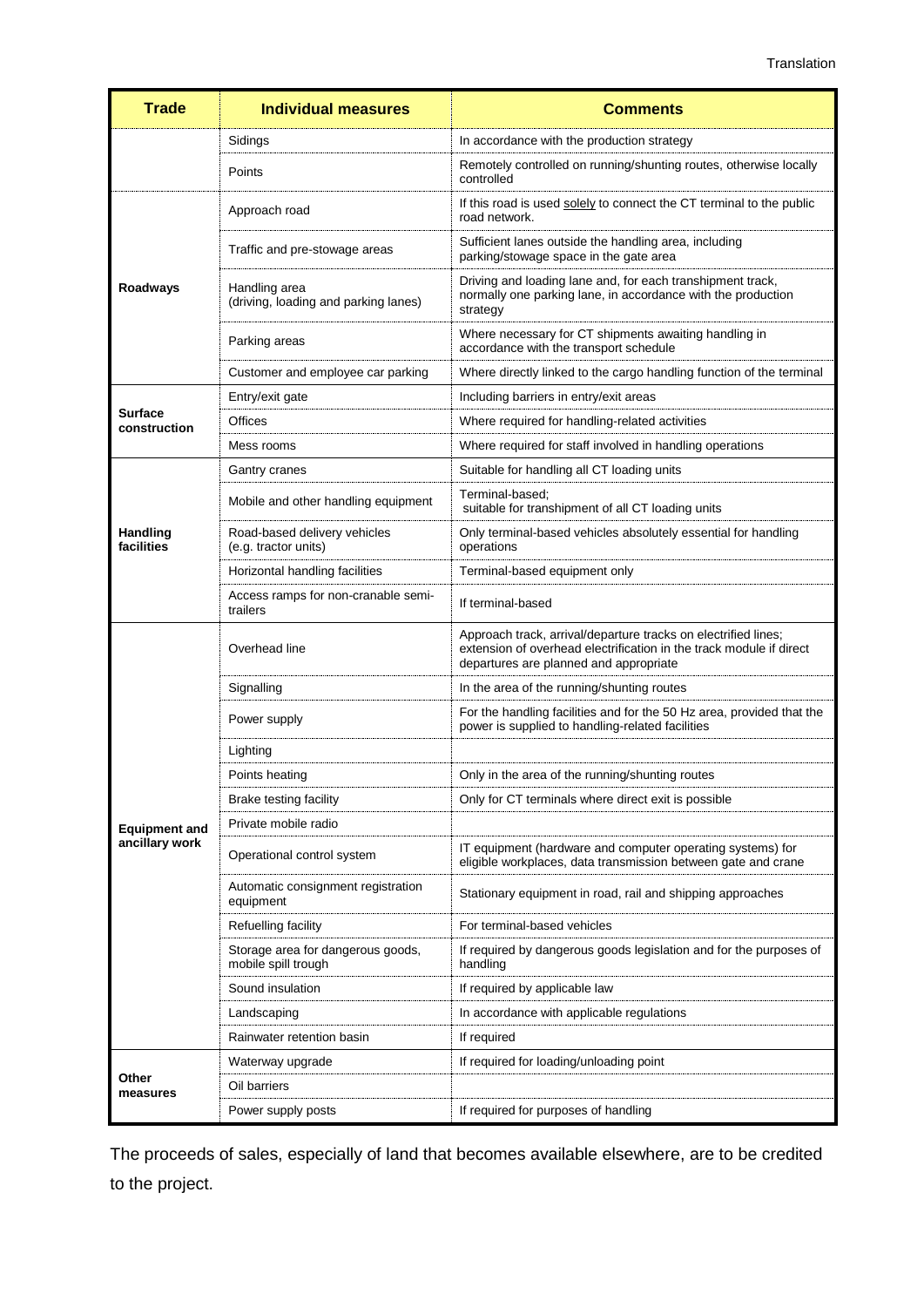| Trade | Individual measures | Comments |
|---|---|---|
| | Sidings | In accordance with the production strategy |
| | Points | Remotely controlled on running/shunting routes, otherwise locally controlled |
| Roadways | Approach road | If this road is used solely to connect the CT terminal to the public road network. |
| | Traffic and pre-stowage areas | Sufficient lanes outside the handling area, including parking/stowage space in the gate area |
| | Handling area (driving, loading and parking lanes) | Driving and loading lane and, for each transhipment track, normally one parking lane, in accordance with the production strategy |
| | Parking areas | Where necessary for CT shipments awaiting handling in accordance with the transport schedule |
| | Customer and employee car parking | Where directly linked to the cargo handling function of the terminal |
| Surface construction | Entry/exit gate | Including barriers in entry/exit areas |
| | Offices | Where required for handling-related activities |
| | Mess rooms | Where required for staff involved in handling operations |
| Handling facilities | Gantry cranes | Suitable for handling all CT loading units |
| | Mobile and other handling equipment | Terminal-based; suitable for transhipment of all CT loading units |
| | Road-based delivery vehicles (e.g. tractor units) | Only terminal-based vehicles absolutely essential for handling operations |
| | Horizontal handling facilities | Terminal-based equipment only |
| | Access ramps for non-cranable semi-trailers | If terminal-based |
| Equipment and ancillary work | Overhead line | Approach track, arrival/departure tracks on electrified lines; extension of overhead electrification in the track module if direct departures are planned and appropriate |
| | Signalling | In the area of the running/shunting routes |
| | Power supply | For the handling facilities and for the 50 Hz area, provided that the power is supplied to handling-related facilities |
| | Lighting | |
| | Points heating | Only in the area of the running/shunting routes |
| | Brake testing facility | Only for CT terminals where direct exit is possible |
| | Private mobile radio | |
| | Operational control system | IT equipment (hardware and computer operating systems) for eligible workplaces, data transmission between gate and crane |
| | Automatic consignment registration equipment | Stationary equipment in road, rail and shipping approaches |
| | Refuelling facility | For terminal-based vehicles |
| | Storage area for dangerous goods, mobile spill trough | If required by dangerous goods legislation and for the purposes of handling |
| | Sound insulation | If required by applicable law |
| | Landscaping | In accordance with applicable regulations |
| | Rainwater retention basin | If required |
| Other measures | Waterway upgrade | If required for loading/unloading point |
| | Oil barriers | |
| | Power supply posts | If required for purposes of handling |

The proceeds of sales, especially of land that becomes available elsewhere, are to be credited to the project.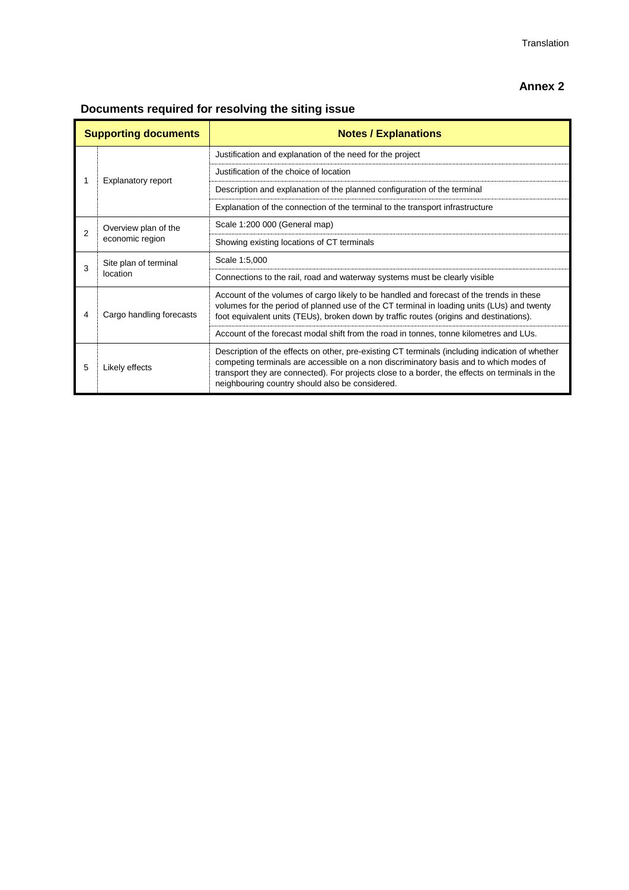Translation

**Annex 2**

## Documents required for resolving the siting issue

| Supporting documents | | Notes / Explanations |
|---|---|---|
| 1 | Explanatory report | Justification and explanation of the need for the project |
| | | Justification of the choice of location |
| | | Description and explanation of the planned configuration of the terminal |
| | | Explanation of the connection of the terminal to the transport infrastructure |
| 2 | Overview plan of the economic region | Scale 1:200 000 (General map) |
| | | Showing existing locations of CT terminals |
| 3 | Site plan of terminal location | Scale 1:5,000 |
| | | Connections to the rail, road and waterway systems must be clearly visible |
| 4 | Cargo handling forecasts | Account of the volumes of cargo likely to be handled and forecast of the trends in these volumes for the period of planned use of the CT terminal in loading units (LUs) and twenty foot equivalent units (TEUs), broken down by traffic routes (origins and destinations). |
| | | Account of the forecast modal shift from the road in tonnes, tonne kilometres and LUs. |
| 5 | Likely effects | Description of the effects on other, pre-existing CT terminals (including indication of whether competing terminals are accessible on a non discriminatory basis and to which modes of transport they are connected). For projects close to a border, the effects on terminals in the neighbouring country should also be considered. |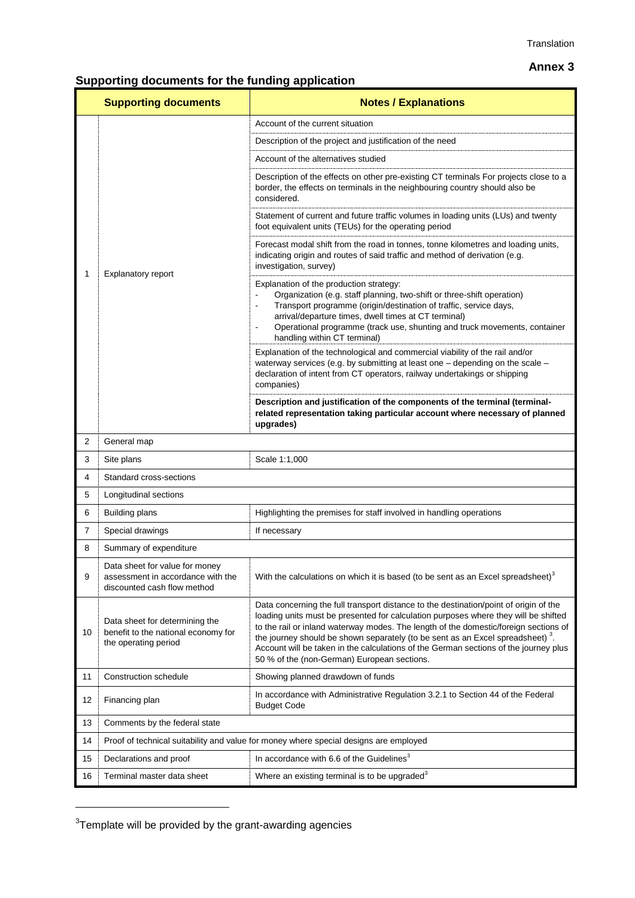Translation

**Annex 3**

## Supporting documents for the funding application

| | Supporting documents | Notes / Explanations |
|---|---|---|
| 1 | Explanatory report | Account of the current situation |
| | | Description of the project and justification of the need |
| | | Account of the alternatives studied |
| | | Description of the effects on other pre-existing CT terminals For projects close to a border, the effects on terminals in the neighbouring country should also be considered. |
| | | Statement of current and future traffic volumes in loading units (LUs) and twenty foot equivalent units (TEUs) for the operating period |
| | | Forecast modal shift from the road in tonnes, tonne kilometres and loading units, indicating origin and routes of said traffic and method of derivation (e.g. investigation, survey) |
| | | Explanation of the production strategy:<br>- Organization (e.g. staff planning, two-shift or three-shift operation)<br>- Transport programme (origin/destination of traffic, service days, arrival/departure times, dwell times at CT terminal)<br>- Operational programme (track use, shunting and truck movements, container handling within CT terminal) |
| | | Explanation of the technological and commercial viability of the rail and/or waterway services (e.g. by submitting at least one – depending on the scale – declaration of intent from CT operators, railway undertakings or shipping companies) |
| | | **Description and justification of the components of the terminal (terminal-related representation taking particular account where necessary of planned upgrades)** |
| 2 | General map | |
| 3 | Site plans | Scale 1:1,000 |
| 4 | Standard cross-sections | |
| 5 | Longitudinal sections | |
| 6 | Building plans | Highlighting the premises for staff involved in handling operations |
| 7 | Special drawings | If necessary |
| 8 | Summary of expenditure | |
| 9 | Data sheet for value for money assessment in accordance with the discounted cash flow method | With the calculations on which it is based (to be sent as an Excel spreadsheet)[3] |
| 10 | Data sheet for determining the benefit to the national economy for the operating period | Data concerning the full transport distance to the destination/point of origin of the loading units must be presented for calculation purposes where they will be shifted to the rail or inland waterway modes. The length of the domestic/foreign sections of the journey should be shown separately (to be sent as an Excel spreadsheet) [3]. Account will be taken in the calculations of the German sections of the journey plus 50 % of the (non-German) European sections. |
| 11 | Construction schedule | Showing planned drawdown of funds |
| 12 | Financing plan | In accordance with Administrative Regulation 3.2.1 to Section 44 of the Federal Budget Code |
| 13 | Comments by the federal state | |
| 14 | Proof of technical suitability and value for money where special designs are employed | |
| 15 | Declarations and proof | In accordance with 6.6 of the Guidelines[3] |
| 16 | Terminal master data sheet | Where an existing terminal is to be upgraded[3] |

[3] Template will be provided by the grant-awarding agencies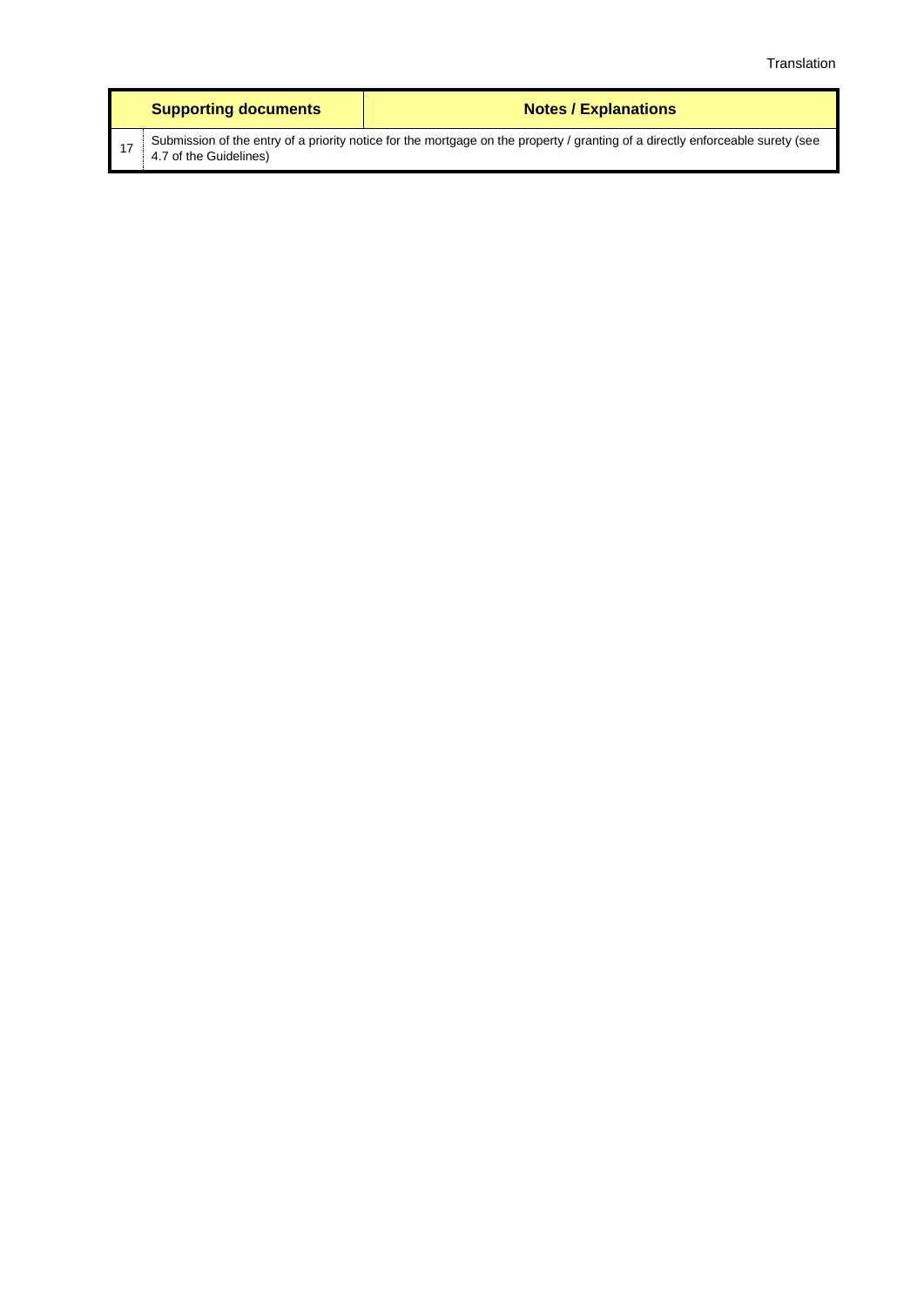| | Supporting documents | Notes / Explanations |
|---|---|---|
| 17 | Submission of the entry of a priority notice for the mortgage on the property / granting of a directly enforceable surety (see 4.7 of the Guidelines) | |